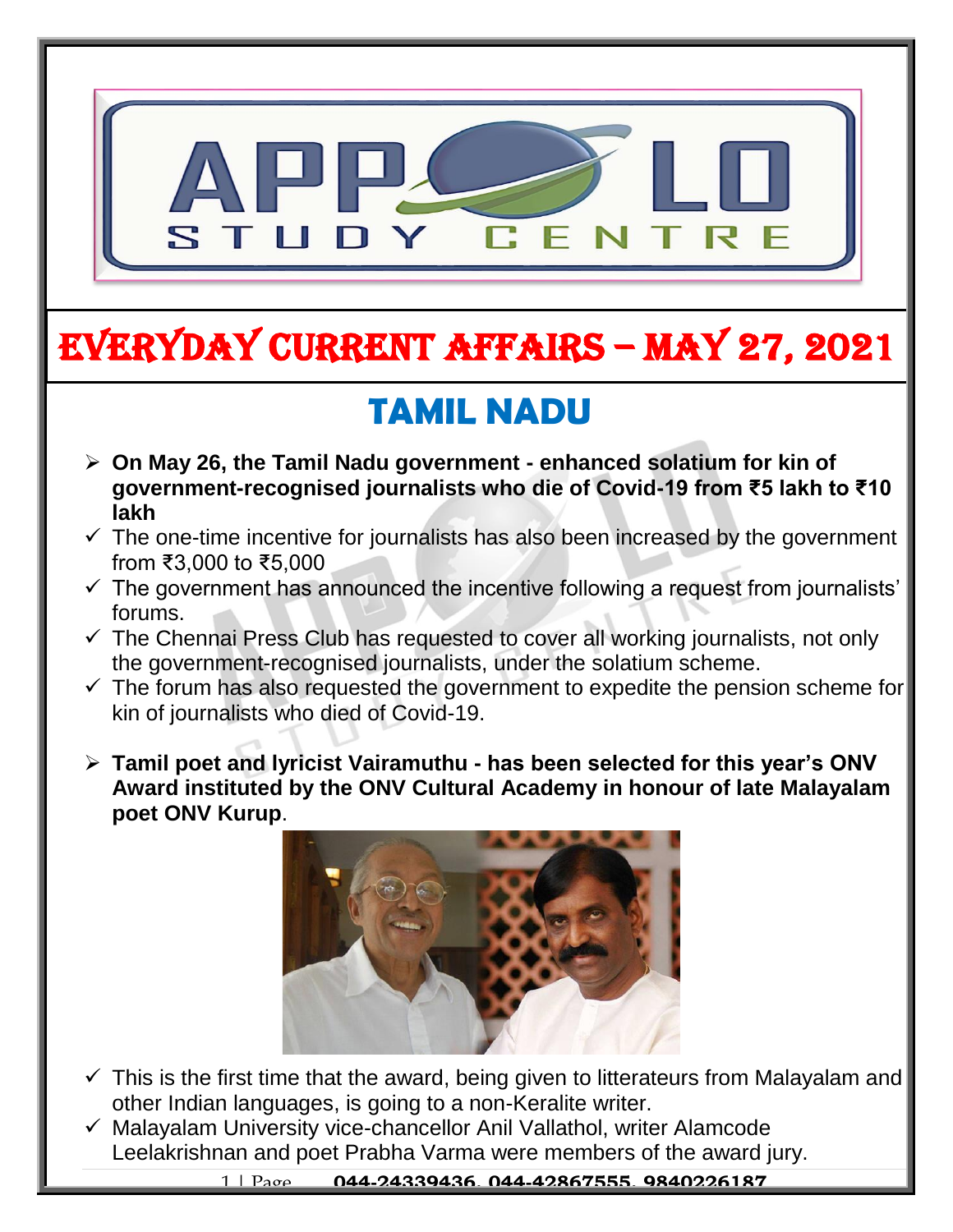# EVERYDAY CURRENT AFFAIRS – MAY 27, 2021

## TAMIL NADU

- **On May 26, the Tamil Nadu government - enhanced solatium for kin of government-recognised journalists who die of Covid-19 from ₹5 lakh to ₹10 lakh**
  - ✓ The one-time incentive for journalists has also been increased by the government from ₹3,000 to ₹5,000
  - ✓ The government has announced the incentive following a request from journalists' forums.
  - ✓ The Chennai Press Club has requested to cover all working journalists, not only the government-recognised journalists, under the solatium scheme.
  - ✓ The forum has also requested the government to expedite the pension scheme for kin of journalists who died of Covid-19.

- **Tamil poet and lyricist Vairamuthu - has been selected for this year's ONV Award instituted by the ONV Cultural Academy in honour of late Malayalam poet ONV Kurup**.
  - ✓ This is the first time that the award, being given to litterateurs from Malayalam and other Indian languages, is going to a non-Keralite writer.
  - ✓ Malayalam University vice-chancellor Anil Vallathol, writer Alamcode Leelakrishnan and poet Prabha Varma were members of the award jury.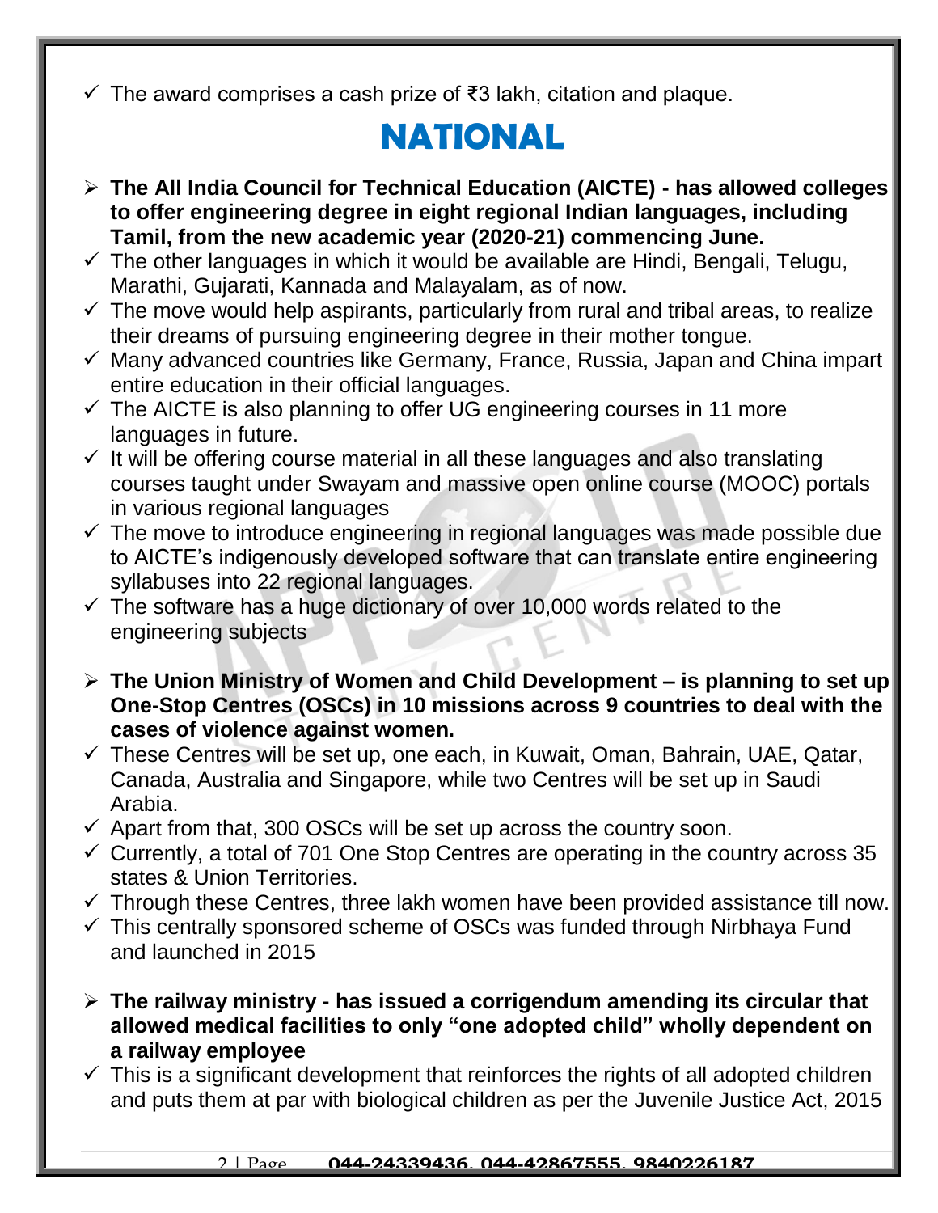- ✓ The award comprises a cash prize of ₹3 lakh, citation and plaque.

# NATIONAL

- **The All India Council for Technical Education (AICTE) - has allowed colleges to offer engineering degree in eight regional Indian languages, including Tamil, from the new academic year (2020-21) commencing June.**
  - ✓ The other languages in which it would be available are Hindi, Bengali, Telugu, Marathi, Gujarati, Kannada and Malayalam, as of now.
  - ✓ The move would help aspirants, particularly from rural and tribal areas, to realize their dreams of pursuing engineering degree in their mother tongue.
  - ✓ Many advanced countries like Germany, France, Russia, Japan and China impart entire education in their official languages.
  - ✓ The AICTE is also planning to offer UG engineering courses in 11 more languages in future.
  - ✓ It will be offering course material in all these languages and also translating courses taught under Swayam and massive open online course (MOOC) portals in various regional languages
  - ✓ The move to introduce engineering in regional languages was made possible due to AICTE's indigenously developed software that can translate entire engineering syllabuses into 22 regional languages.
  - ✓ The software has a huge dictionary of over 10,000 words related to the engineering subjects

- **The Union Ministry of Women and Child Development – is planning to set up One-Stop Centres (OSCs) in 10 missions across 9 countries to deal with the cases of violence against women.**
  - ✓ These Centres will be set up, one each, in Kuwait, Oman, Bahrain, UAE, Qatar, Canada, Australia and Singapore, while two Centres will be set up in Saudi Arabia.
  - ✓ Apart from that, 300 OSCs will be set up across the country soon.
  - ✓ Currently, a total of 701 One Stop Centres are operating in the country across 35 states & Union Territories.
  - ✓ Through these Centres, three lakh women have been provided assistance till now.
  - ✓ This centrally sponsored scheme of OSCs was funded through Nirbhaya Fund and launched in 2015

- **The railway ministry - has issued a corrigendum amending its circular that allowed medical facilities to only "one adopted child" wholly dependent on a railway employee**
  - ✓ This is a significant development that reinforces the rights of all adopted children and puts them at par with biological children as per the Juvenile Justice Act, 2015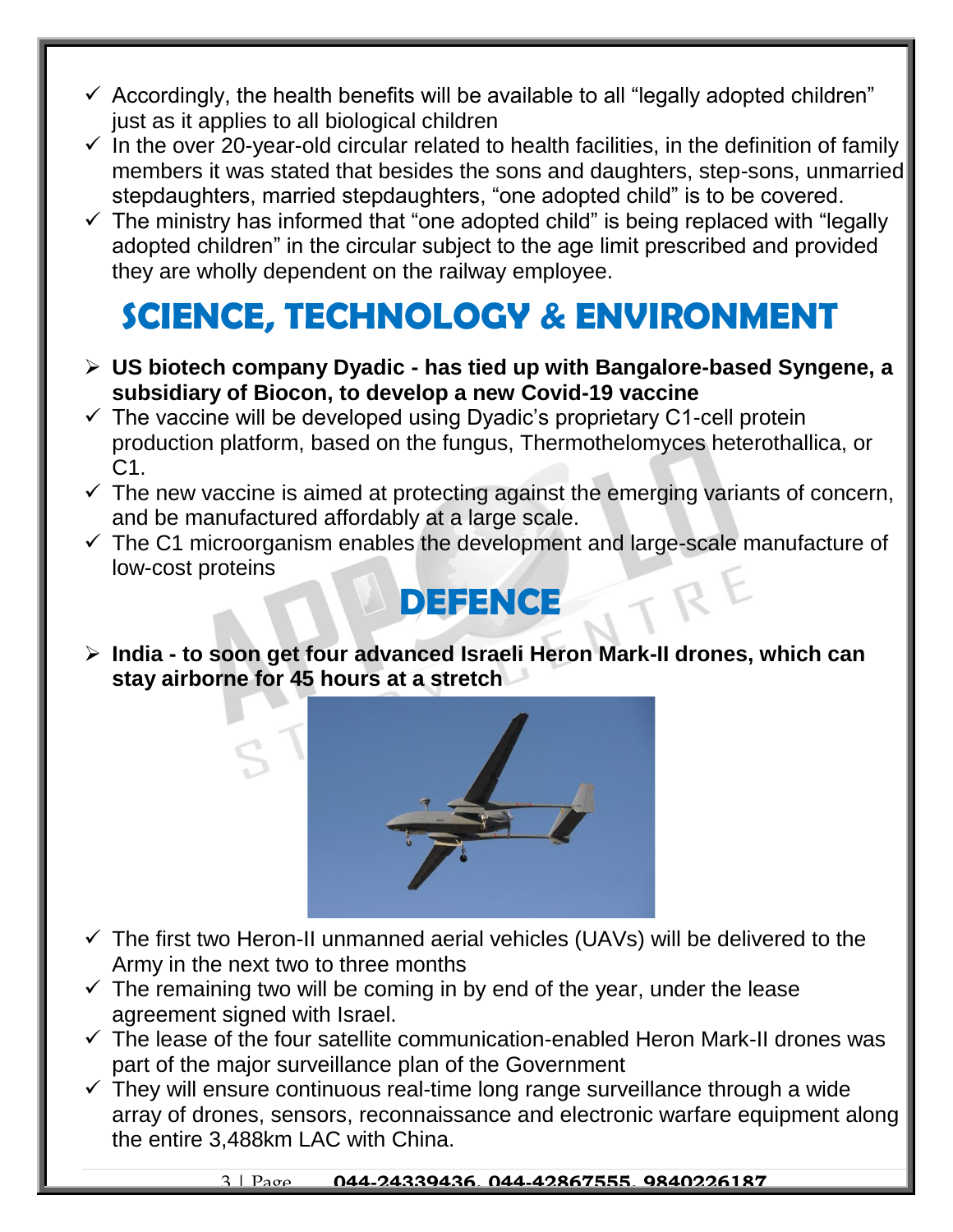- Accordingly, the health benefits will be available to all "legally adopted children" just as it applies to all biological children
- In the over 20-year-old circular related to health facilities, in the definition of family members it was stated that besides the sons and daughters, step-sons, unmarried stepdaughters, married stepdaughters, "one adopted child" is to be covered.
- The ministry has informed that "one adopted child" is being replaced with "legally adopted children" in the circular subject to the age limit prescribed and provided they are wholly dependent on the railway employee.

# SCIENCE, TECHNOLOGY & ENVIRONMENT

- **US biotech company Dyadic - has tied up with Bangalore-based Syngene, a subsidiary of Biocon, to develop a new Covid-19 vaccine**
- The vaccine will be developed using Dyadic's proprietary C1-cell protein production platform, based on the fungus, Thermothelomyces heterothallica, or C1.
- The new vaccine is aimed at protecting against the emerging variants of concern, and be manufactured affordably at a large scale.
- The C1 microorganism enables the development and large-scale manufacture of low-cost proteins

# DEFENCE

- **India - to soon get four advanced Israeli Heron Mark-II drones, which can stay airborne for 45 hours at a stretch**
- The first two Heron-II unmanned aerial vehicles (UAVs) will be delivered to the Army in the next two to three months
- The remaining two will be coming in by end of the year, under the lease agreement signed with Israel.
- The lease of the four satellite communication-enabled Heron Mark-II drones was part of the major surveillance plan of the Government
- They will ensure continuous real-time long range surveillance through a wide array of drones, sensors, reconnaissance and electronic warfare equipment along the entire 3,488km LAC with China.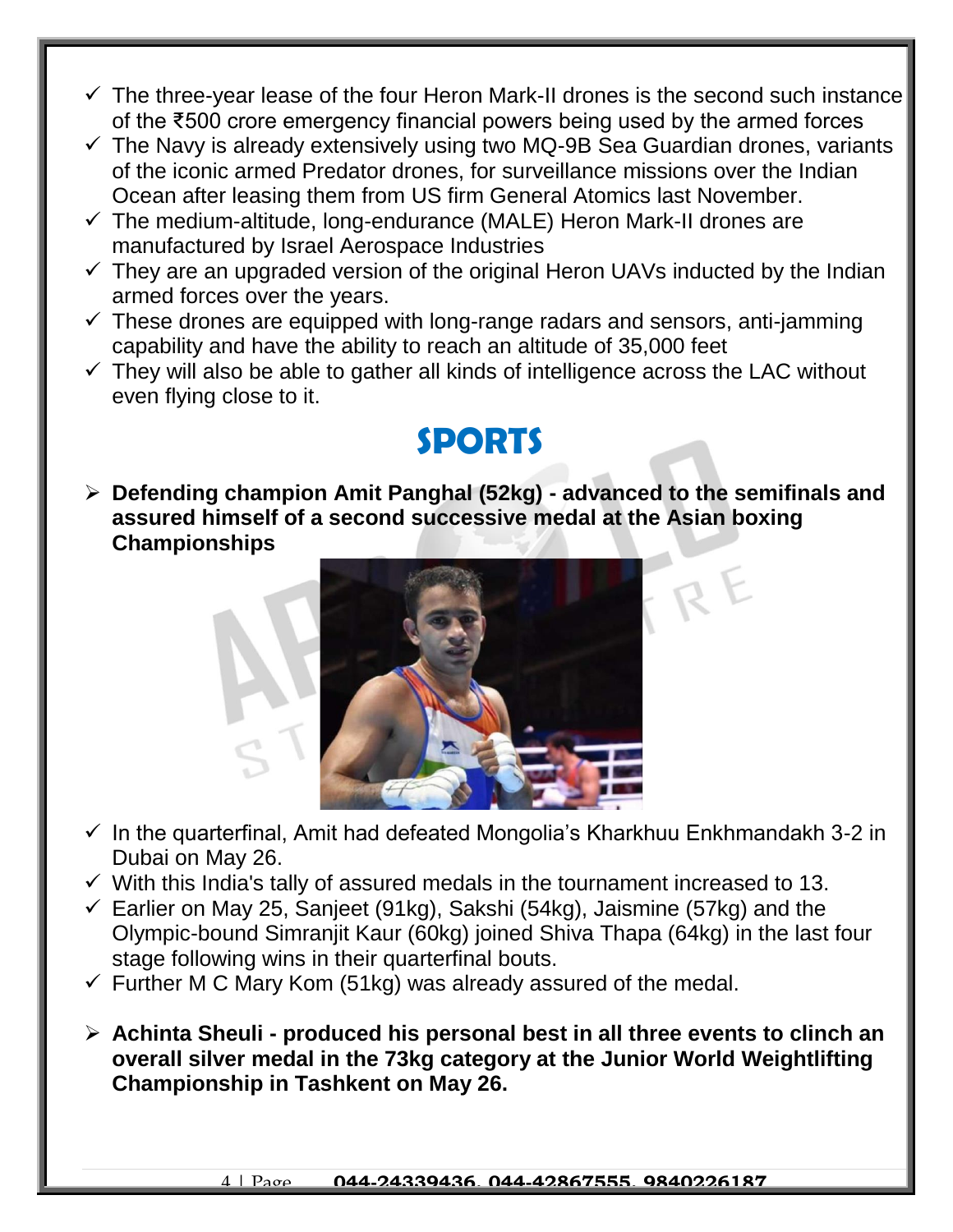- The three-year lease of the four Heron Mark-II drones is the second such instance of the ₹500 crore emergency financial powers being used by the armed forces
- The Navy is already extensively using two MQ-9B Sea Guardian drones, variants of the iconic armed Predator drones, for surveillance missions over the Indian Ocean after leasing them from US firm General Atomics last November.
- The medium-altitude, long-endurance (MALE) Heron Mark-II drones are manufactured by Israel Aerospace Industries
- They are an upgraded version of the original Heron UAVs inducted by the Indian armed forces over the years.
- These drones are equipped with long-range radars and sensors, anti-jamming capability and have the ability to reach an altitude of 35,000 feet
- They will also be able to gather all kinds of intelligence across the LAC without even flying close to it.

# SPORTS

- **Defending champion Amit Panghal (52kg) - advanced to the semifinals and assured himself of a second successive medal at the Asian boxing Championships**

- In the quarterfinal, Amit had defeated Mongolia's Kharkhuu Enkhmandakh 3-2 in Dubai on May 26.
- With this India's tally of assured medals in the tournament increased to 13.
- Earlier on May 25, Sanjeet (91kg), Sakshi (54kg), Jaismine (57kg) and the Olympic-bound Simranjit Kaur (60kg) joined Shiva Thapa (64kg) in the last four stage following wins in their quarterfinal bouts.
- Further M C Mary Kom (51kg) was already assured of the medal.

- **Achinta Sheuli - produced his personal best in all three events to clinch an overall silver medal in the 73kg category at the Junior World Weightlifting Championship in Tashkent on May 26.**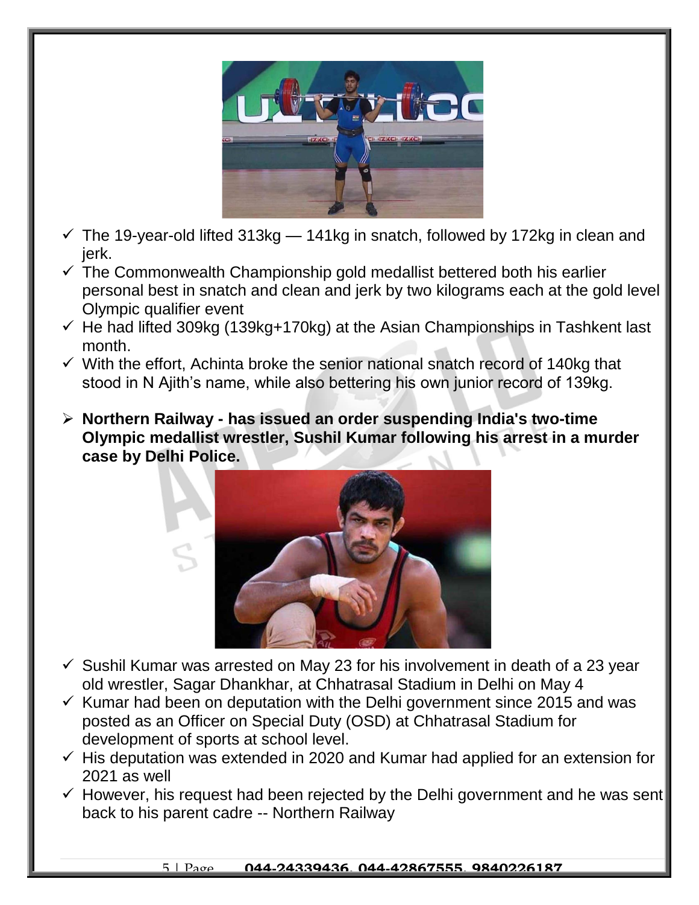- ✓ The 19-year-old lifted 313kg — 141kg in snatch, followed by 172kg in clean and jerk.
- ✓ The Commonwealth Championship gold medallist bettered both his earlier personal best in snatch and clean and jerk by two kilograms each at the gold level Olympic qualifier event
- ✓ He had lifted 309kg (139kg+170kg) at the Asian Championships in Tashkent last month.
- ✓ With the effort, Achinta broke the senior national snatch record of 140kg that stood in N Ajith's name, while also bettering his own junior record of 139kg.

- **Northern Railway - has issued an order suspending India's two-time Olympic medallist wrestler, Sushil Kumar following his arrest in a murder case by Delhi Police.**

- ✓ Sushil Kumar was arrested on May 23 for his involvement in death of a 23 year old wrestler, Sagar Dhankhar, at Chhatrasal Stadium in Delhi on May 4
- ✓ Kumar had been on deputation with the Delhi government since 2015 and was posted as an Officer on Special Duty (OSD) at Chhatrasal Stadium for development of sports at school level.
- ✓ His deputation was extended in 2020 and Kumar had applied for an extension for 2021 as well
- ✓ However, his request had been rejected by the Delhi government and he was sent back to his parent cadre -- Northern Railway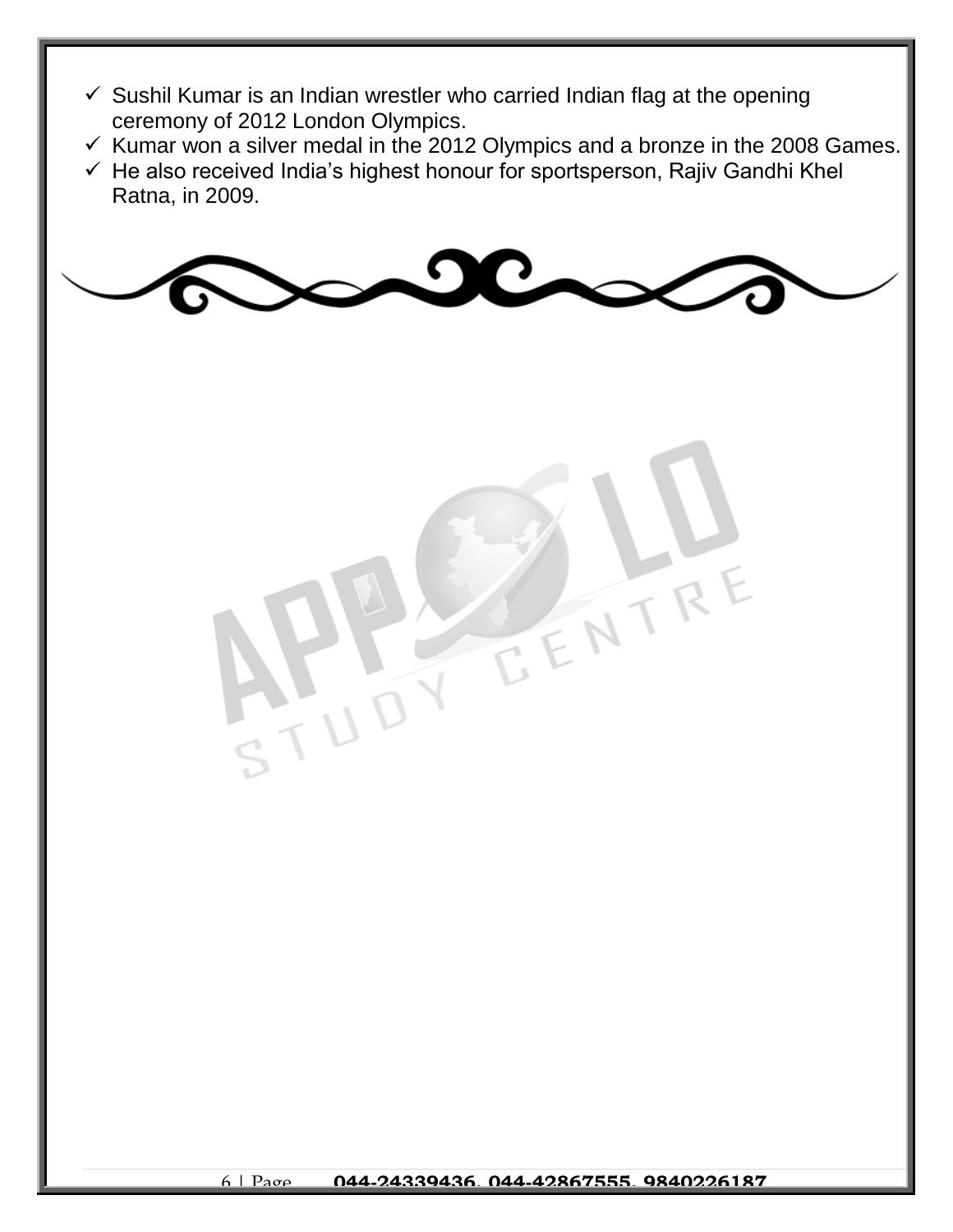- Sushil Kumar is an Indian wrestler who carried Indian flag at the opening ceremony of 2012 London Olympics.
- Kumar won a silver medal in the 2012 Olympics and a bronze in the 2008 Games.
- He also received India's highest honour for sportsperson, Rajiv Gandhi Khel Ratna, in 2009.